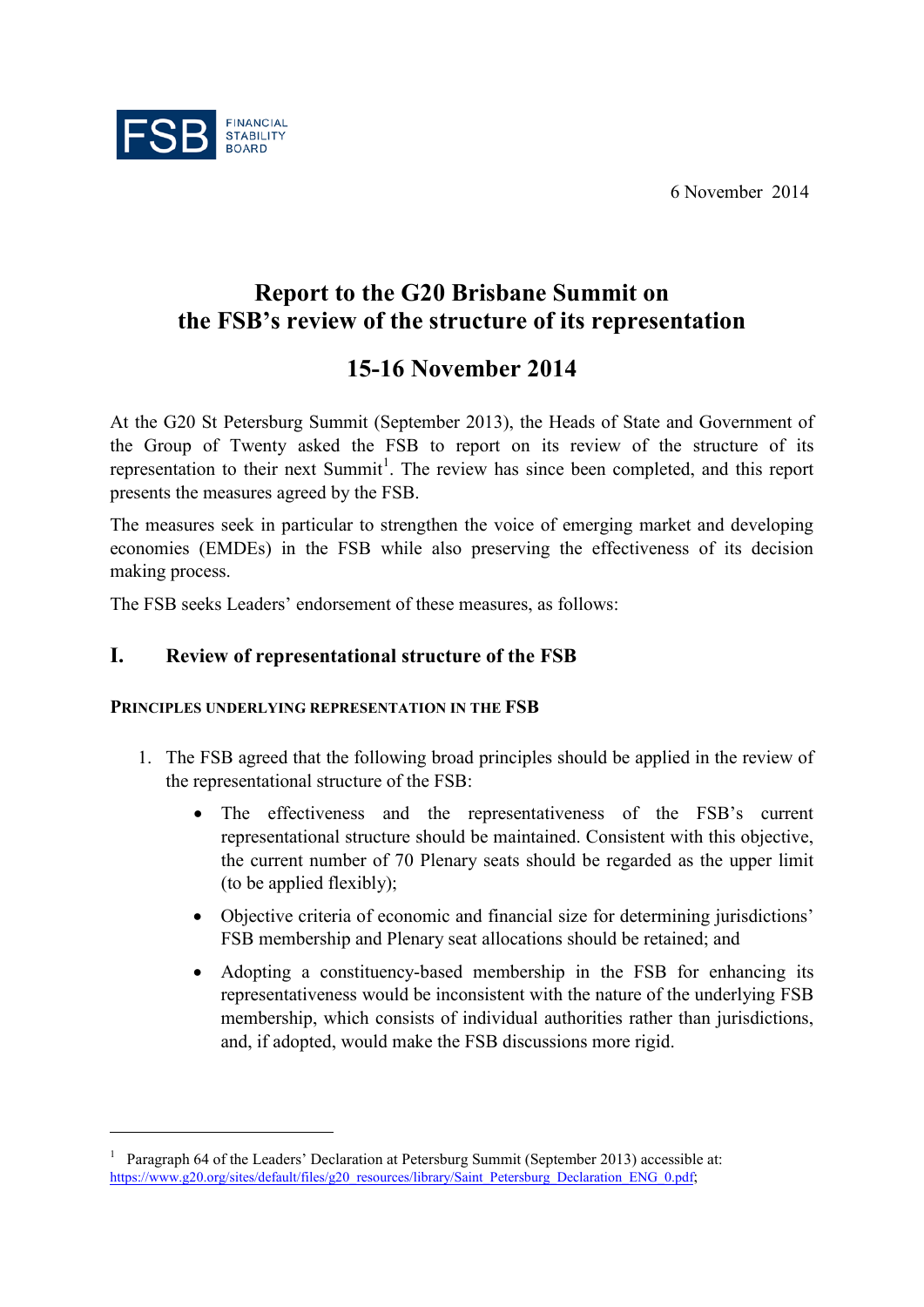FSB FINANCIAL STABILITY BOARD

6 November 2014

# Report to the G20 Brisbane Summit on the FSB's review of the structure of its representation

# 15-16 November 2014

At the G20 St Petersburg Summit (September 2013), the Heads of State and Government of the Group of Twenty asked the FSB to report on its review of the structure of its representation to their next Summit[1]. The review has since been completed, and this report presents the measures agreed by the FSB.

The measures seek in particular to strengthen the voice of emerging market and developing economies (EMDEs) in the FSB while also preserving the effectiveness of its decision making process.

The FSB seeks Leaders' endorsement of these measures, as follows:

## I. Review of representational structure of the FSB

### Principles underlying representation in the FSB

1. The FSB agreed that the following broad principles should be applied in the review of the representational structure of the FSB:

   - The effectiveness and the representativeness of the FSB's current representational structure should be maintained. Consistent with this objective, the current number of 70 Plenary seats should be regarded as the upper limit (to be applied flexibly);
   - Objective criteria of economic and financial size for determining jurisdictions' FSB membership and Plenary seat allocations should be retained; and
   - Adopting a constituency-based membership in the FSB for enhancing its representativeness would be inconsistent with the nature of the underlying FSB membership, which consists of individual authorities rather than jurisdictions, and, if adopted, would make the FSB discussions more rigid.

---

[1] Paragraph 64 of the Leaders' Declaration at Petersburg Summit (September 2013) accessible at: https://www.g20.org/sites/default/files/g20_resources/library/Saint_Petersburg_Declaration_ENG_0.pdf;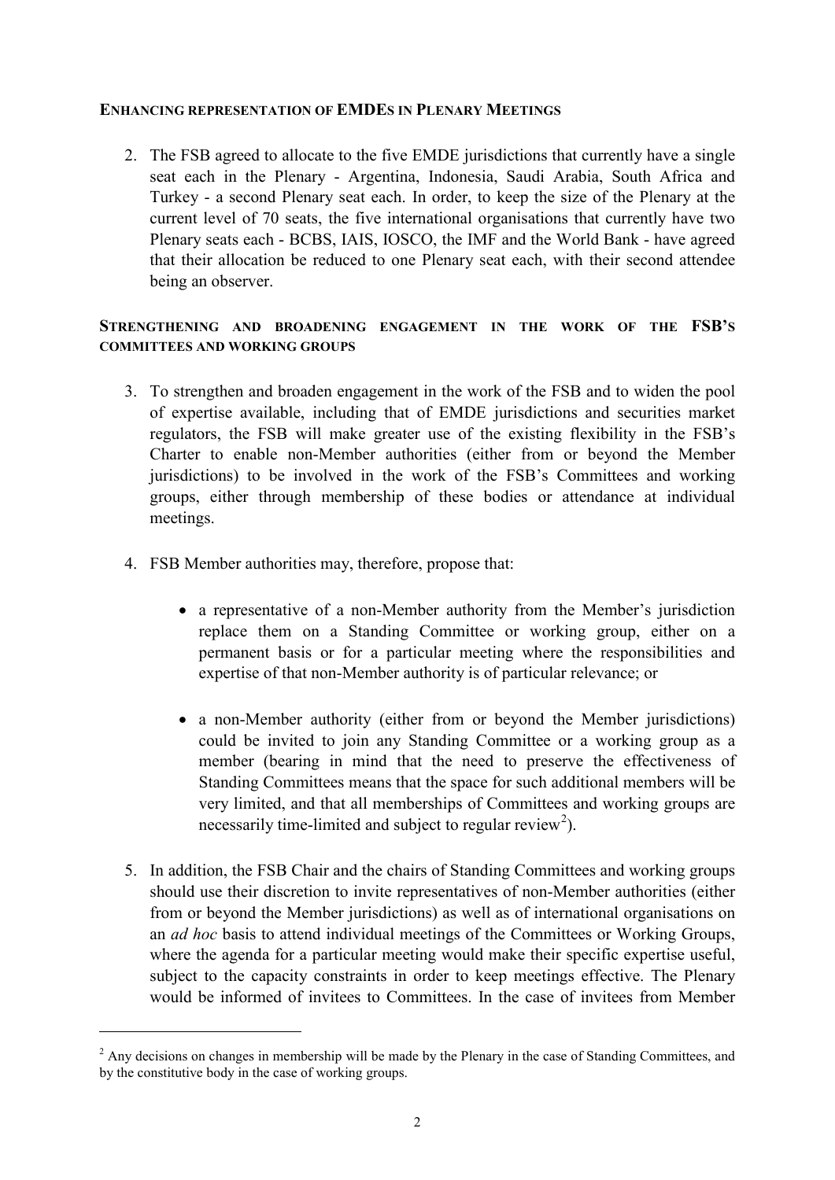## ENHANCING REPRESENTATION OF EMDES IN PLENARY MEETINGS

2. The FSB agreed to allocate to the five EMDE jurisdictions that currently have a single seat each in the Plenary - Argentina, Indonesia, Saudi Arabia, South Africa and Turkey - a second Plenary seat each. In order, to keep the size of the Plenary at the current level of 70 seats, the five international organisations that currently have two Plenary seats each - BCBS, IAIS, IOSCO, the IMF and the World Bank - have agreed that their allocation be reduced to one Plenary seat each, with their second attendee being an observer.

## STRENGTHENING AND BROADENING ENGAGEMENT IN THE WORK OF THE FSB'S COMMITTEES AND WORKING GROUPS

3. To strengthen and broaden engagement in the work of the FSB and to widen the pool of expertise available, including that of EMDE jurisdictions and securities market regulators, the FSB will make greater use of the existing flexibility in the FSB's Charter to enable non-Member authorities (either from or beyond the Member jurisdictions) to be involved in the work of the FSB's Committees and working groups, either through membership of these bodies or attendance at individual meetings.

4. FSB Member authorities may, therefore, propose that:

   - a representative of a non-Member authority from the Member's jurisdiction replace them on a Standing Committee or working group, either on a permanent basis or for a particular meeting where the responsibilities and expertise of that non-Member authority is of particular relevance; or

   - a non-Member authority (either from or beyond the Member jurisdictions) could be invited to join any Standing Committee or a working group as a member (bearing in mind that the need to preserve the effectiveness of Standing Committees means that the space for such additional members will be very limited, and that all memberships of Committees and working groups are necessarily time-limited and subject to regular review[2]).

5. In addition, the FSB Chair and the chairs of Standing Committees and working groups should use their discretion to invite representatives of non-Member authorities (either from or beyond the Member jurisdictions) as well as of international organisations on an *ad hoc* basis to attend individual meetings of the Committees or Working Groups, where the agenda for a particular meeting would make their specific expertise useful, subject to the capacity constraints in order to keep meetings effective. The Plenary would be informed of invitees to Committees. In the case of invitees from Member

---

[2] Any decisions on changes in membership will be made by the Plenary in the case of Standing Committees, and by the constitutive body in the case of working groups.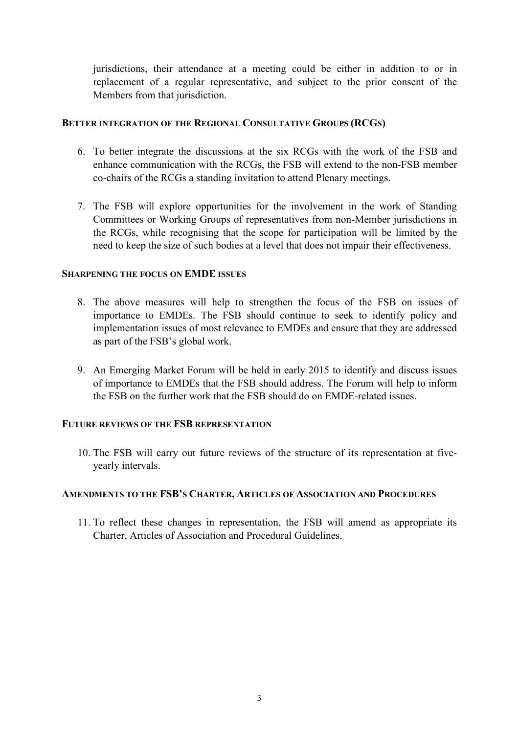jurisdictions, their attendance at a meeting could be either in addition to or in replacement of a regular representative, and subject to the prior consent of the Members from that jurisdiction.

### BETTER INTEGRATION OF THE REGIONAL CONSULTATIVE GROUPS (RCGS)

6. To better integrate the discussions at the six RCGs with the work of the FSB and enhance communication with the RCGs, the FSB will extend to the non-FSB member co-chairs of the RCGs a standing invitation to attend Plenary meetings.

7. The FSB will explore opportunities for the involvement in the work of Standing Committees or Working Groups of representatives from non-Member jurisdictions in the RCGs, while recognising that the scope for participation will be limited by the need to keep the size of such bodies at a level that does not impair their effectiveness.

### SHARPENING THE FOCUS ON EMDE ISSUES

8. The above measures will help to strengthen the focus of the FSB on issues of importance to EMDEs. The FSB should continue to seek to identify policy and implementation issues of most relevance to EMDEs and ensure that they are addressed as part of the FSB's global work.

9. An Emerging Market Forum will be held in early 2015 to identify and discuss issues of importance to EMDEs that the FSB should address. The Forum will help to inform the FSB on the further work that the FSB should do on EMDE-related issues.

### FUTURE REVIEWS OF THE FSB REPRESENTATION

10. The FSB will carry out future reviews of the structure of its representation at five-yearly intervals.

### AMENDMENTS TO THE FSB'S CHARTER, ARTICLES OF ASSOCIATION AND PROCEDURES

11. To reflect these changes in representation, the FSB will amend as appropriate its Charter, Articles of Association and Procedural Guidelines.